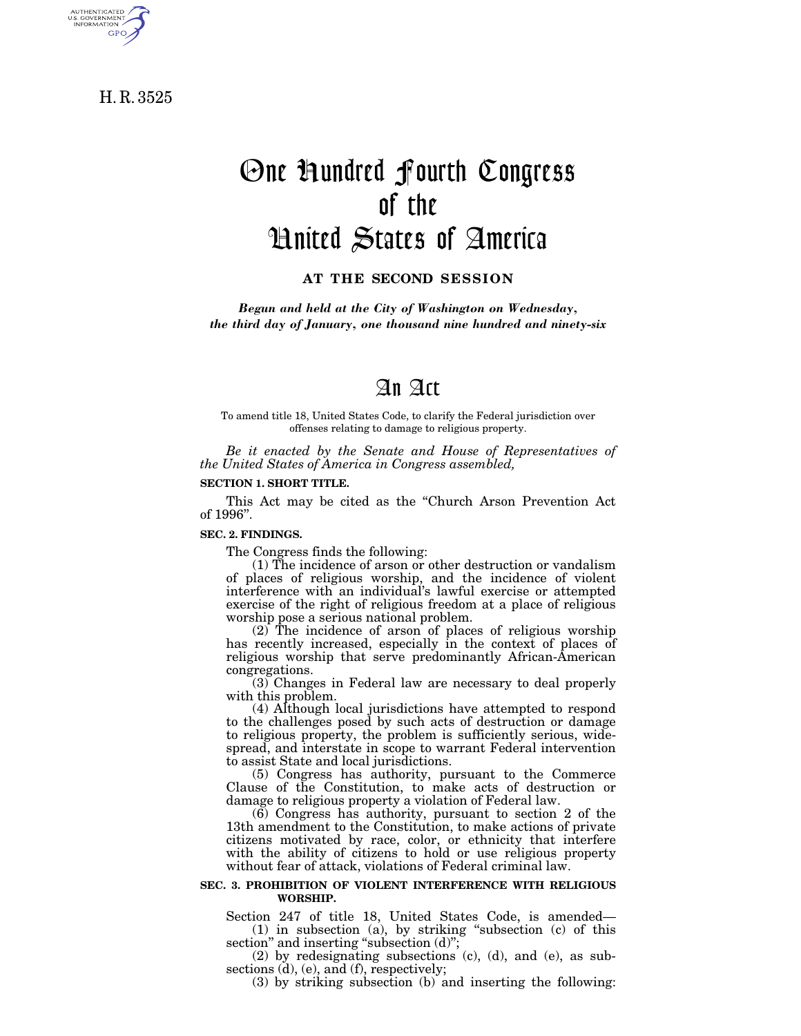H. R. 3525

# One Hundred Fourth Congress of the United States of America

**AT THE SECOND SESSION**

*Begun and held at the City of Washington on Wednesday, the third day of January, one thousand nine hundred and ninety-six*

# An Act

To amend title 18, United States Code, to clarify the Federal jurisdiction over offenses relating to damage to religious property.

*Be it enacted by the Senate and House of Representatives of the United States of America in Congress assembled,*

**SECTION 1. SHORT TITLE.**

This Act may be cited as the "Church Arson Prevention Act of 1996".

**SEC. 2. FINDINGS.**

The Congress finds the following:

(1) The incidence of arson or other destruction or vandalism of places of religious worship, and the incidence of violent interference with an individual's lawful exercise or attempted exercise of the right of religious freedom at a place of religious worship pose a serious national problem.

(2) The incidence of arson of places of religious worship has recently increased, especially in the context of places of religious worship that serve predominantly African-American congregations.

(3) Changes in Federal law are necessary to deal properly with this problem.

(4) Although local jurisdictions have attempted to respond to the challenges posed by such acts of destruction or damage to religious property, the problem is sufficiently serious, widespread, and interstate in scope to warrant Federal intervention to assist State and local jurisdictions.

(5) Congress has authority, pursuant to the Commerce Clause of the Constitution, to make acts of destruction or damage to religious property a violation of Federal law.

(6) Congress has authority, pursuant to section 2 of the 13th amendment to the Constitution, to make actions of private citizens motivated by race, color, or ethnicity that interfere with the ability of citizens to hold or use religious property without fear of attack, violations of Federal criminal law.

**SEC. 3. PROHIBITION OF VIOLENT INTERFERENCE WITH RELIGIOUS WORSHIP.**

Section 247 of title 18, United States Code, is amended—

(1) in subsection (a), by striking "subsection (c) of this section" and inserting "subsection (d)";

(2) by redesignating subsections (c), (d), and (e), as subsections (d), (e), and (f), respectively;

(3) by striking subsection (b) and inserting the following: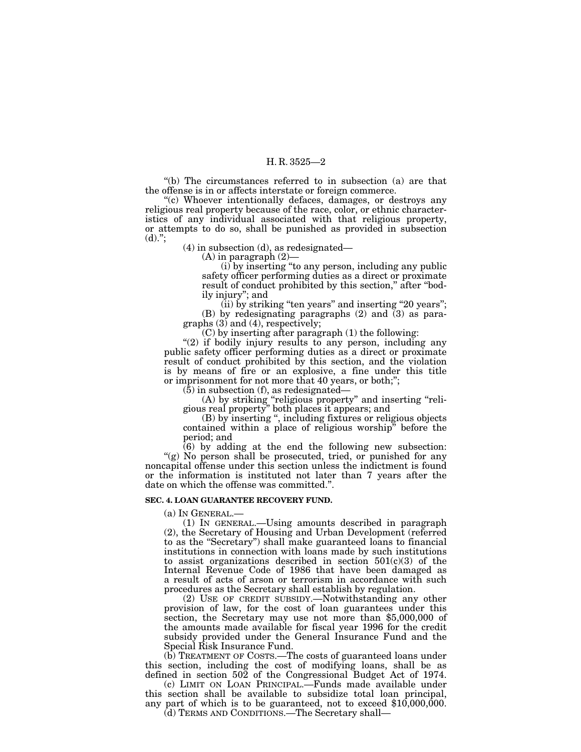"(b) The circumstances referred to in subsection (a) are that the offense is in or affects interstate or foreign commerce.

"(c) Whoever intentionally defaces, damages, or destroys any religious real property because of the race, color, or ethnic characteristics of any individual associated with that religious property, or attempts to do so, shall be punished as provided in subsection (d).";

(4) in subsection (d), as redesignated—

(A) in paragraph (2)—

(i) by inserting "to any person, including any public safety officer performing duties as a direct or proximate result of conduct prohibited by this section," after "bodily injury"; and

(ii) by striking "ten years" and inserting "20 years";

(B) by redesignating paragraphs (2) and (3) as paragraphs (3) and (4), respectively;

(C) by inserting after paragraph (1) the following:

"(2) if bodily injury results to any person, including any public safety officer performing duties as a direct or proximate result of conduct prohibited by this section, and the violation is by means of fire or an explosive, a fine under this title or imprisonment for not more that 40 years, or both;";

(5) in subsection (f), as redesignated—

(A) by striking "religious property" and inserting "religious real property" both places it appears; and

(B) by inserting ", including fixtures or religious objects contained within a place of religious worship" before the period; and

(6) by adding at the end the following new subsection:

"(g) No person shall be prosecuted, tried, or punished for any noncapital offense under this section unless the indictment is found or the information is instituted not later than 7 years after the date on which the offense was committed.".

**SEC. 4. LOAN GUARANTEE RECOVERY FUND.**

(a) IN GENERAL.—

(1) IN GENERAL.—Using amounts described in paragraph (2), the Secretary of Housing and Urban Development (referred to as the "Secretary") shall make guaranteed loans to financial institutions in connection with loans made by such institutions to assist organizations described in section 501(c)(3) of the Internal Revenue Code of 1986 that have been damaged as a result of acts of arson or terrorism in accordance with such procedures as the Secretary shall establish by regulation.

(2) USE OF CREDIT SUBSIDY.—Notwithstanding any other provision of law, for the cost of loan guarantees under this section, the Secretary may use not more than $5,000,000 of the amounts made available for fiscal year 1996 for the credit subsidy provided under the General Insurance Fund and the Special Risk Insurance Fund.

(b) TREATMENT OF COSTS.—The costs of guaranteed loans under this section, including the cost of modifying loans, shall be as defined in section 502 of the Congressional Budget Act of 1974.

(c) LIMIT ON LOAN PRINCIPAL.—Funds made available under this section shall be available to subsidize total loan principal, any part of which is to be guaranteed, not to exceed $10,000,000.

(d) TERMS AND CONDITIONS.—The Secretary shall—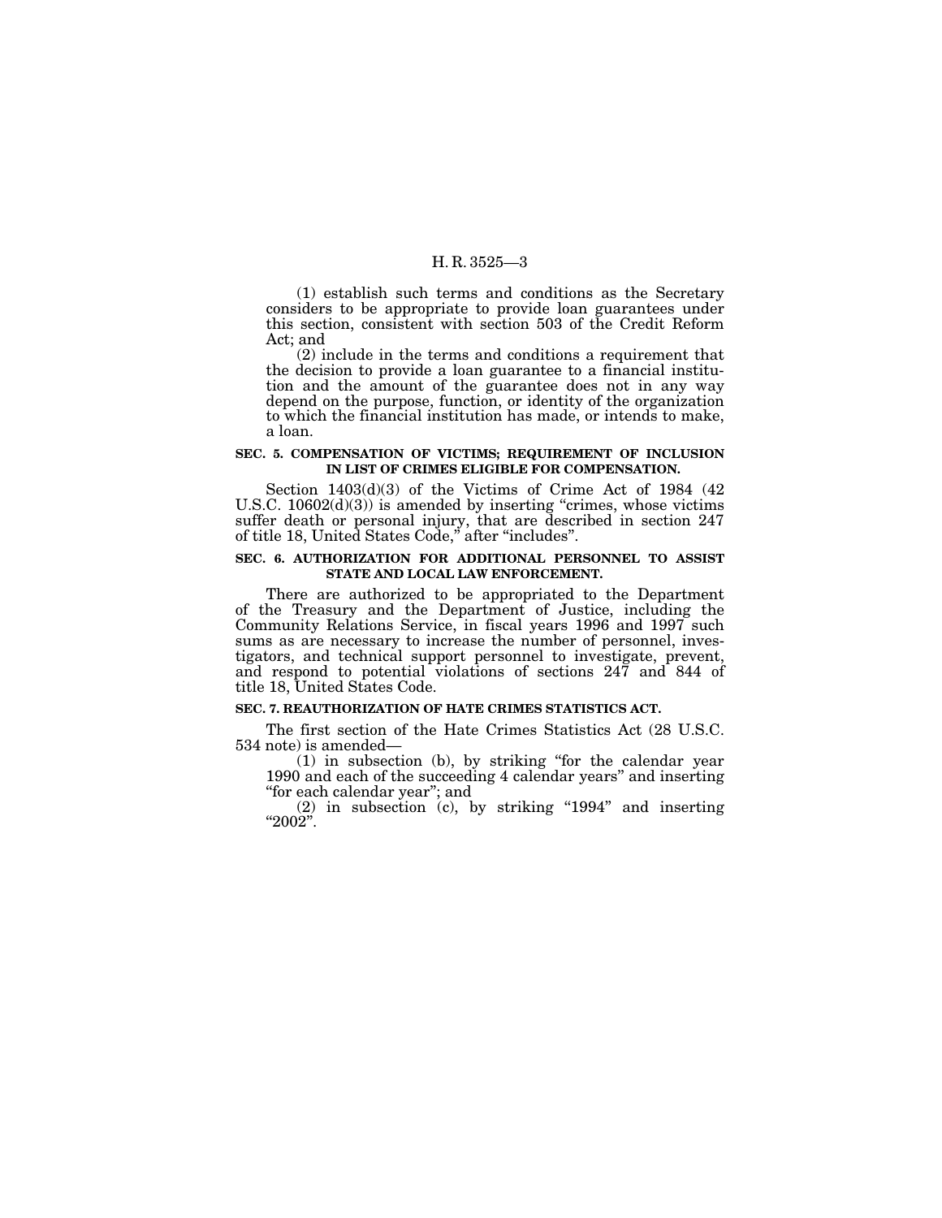(1) establish such terms and conditions as the Secretary considers to be appropriate to provide loan guarantees under this section, consistent with section 503 of the Credit Reform Act; and

(2) include in the terms and conditions a requirement that the decision to provide a loan guarantee to a financial institution and the amount of the guarantee does not in any way depend on the purpose, function, or identity of the organization to which the financial institution has made, or intends to make, a loan.

**SEC. 5. COMPENSATION OF VICTIMS; REQUIREMENT OF INCLUSION IN LIST OF CRIMES ELIGIBLE FOR COMPENSATION.**

Section 1403(d)(3) of the Victims of Crime Act of 1984 (42 U.S.C. 10602(d)(3)) is amended by inserting "crimes, whose victims suffer death or personal injury, that are described in section 247 of title 18, United States Code," after "includes".

**SEC. 6. AUTHORIZATION FOR ADDITIONAL PERSONNEL TO ASSIST STATE AND LOCAL LAW ENFORCEMENT.**

There are authorized to be appropriated to the Department of the Treasury and the Department of Justice, including the Community Relations Service, in fiscal years 1996 and 1997 such sums as are necessary to increase the number of personnel, investigators, and technical support personnel to investigate, prevent, and respond to potential violations of sections 247 and 844 of title 18, United States Code.

**SEC. 7. REAUTHORIZATION OF HATE CRIMES STATISTICS ACT.**

The first section of the Hate Crimes Statistics Act (28 U.S.C. 534 note) is amended—

(1) in subsection (b), by striking "for the calendar year 1990 and each of the succeeding 4 calendar years" and inserting "for each calendar year"; and

(2) in subsection (c), by striking "1994" and inserting "2002".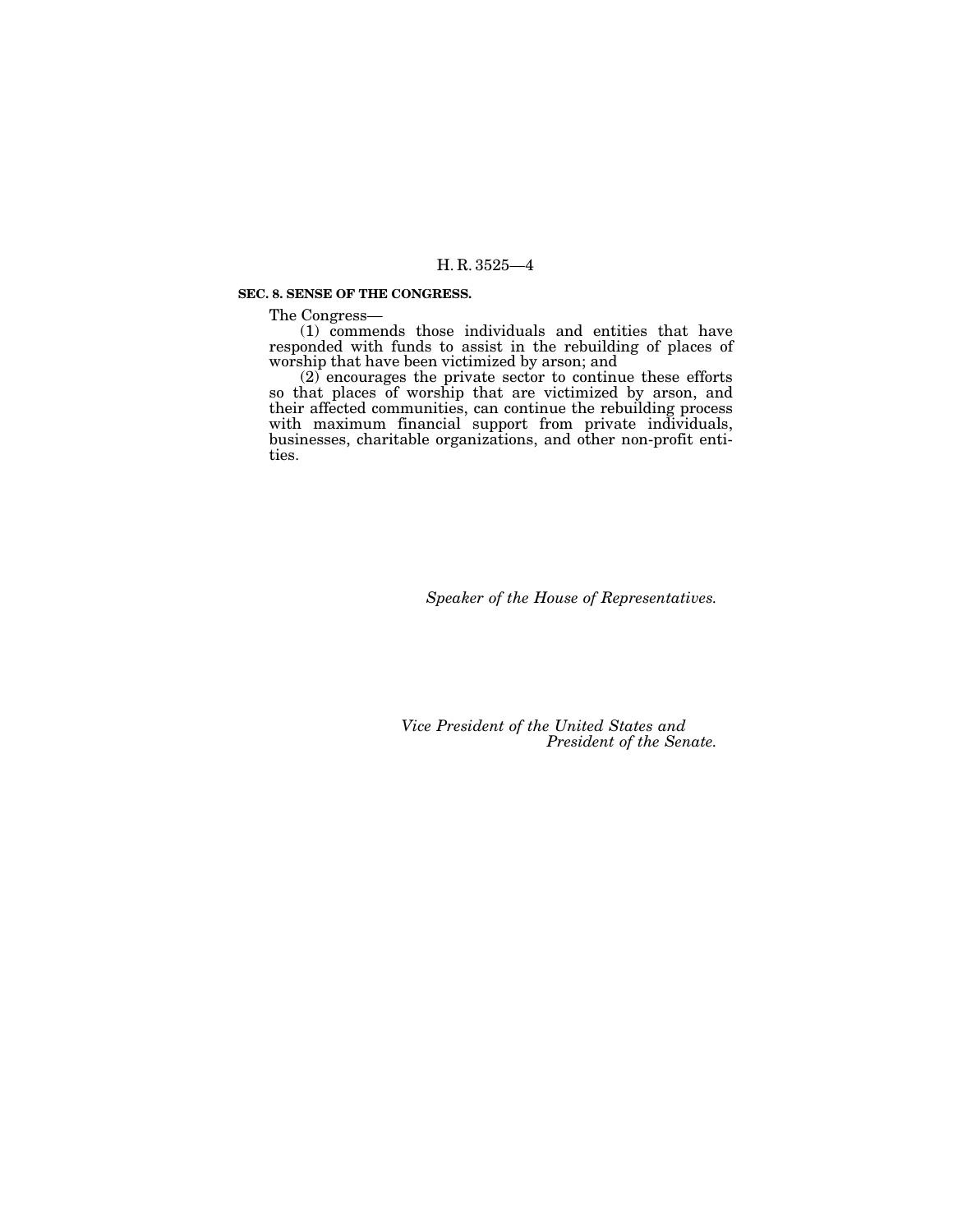**SEC. 8. SENSE OF THE CONGRESS.**

The Congress—

(1) commends those individuals and entities that have responded with funds to assist in the rebuilding of places of worship that have been victimized by arson; and

(2) encourages the private sector to continue these efforts so that places of worship that are victimized by arson, and their affected communities, can continue the rebuilding process with maximum financial support from private individuals, businesses, charitable organizations, and other non-profit entities.

*Speaker of the House of Representatives.*

*Vice President of the United States and President of the Senate.*